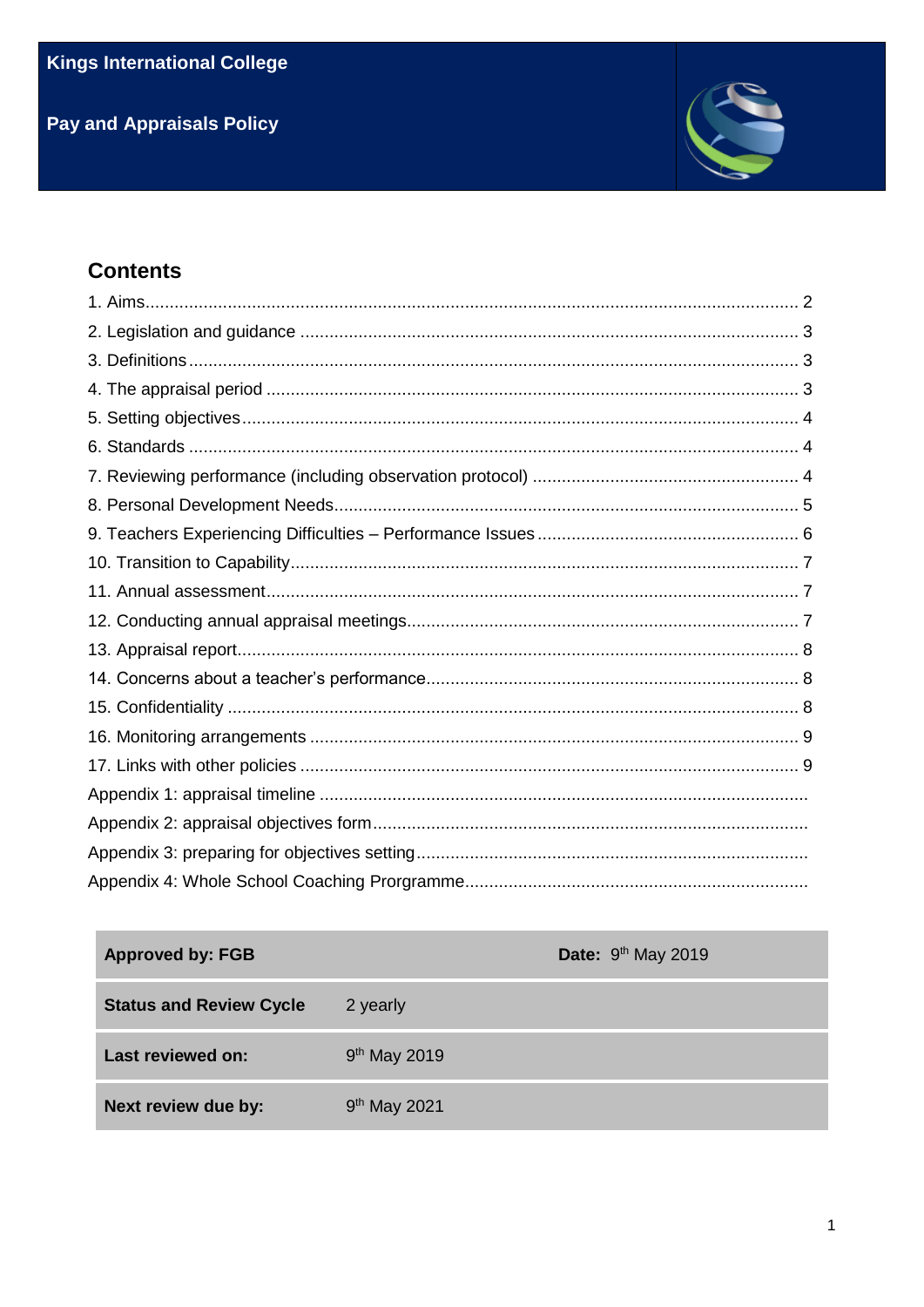**Kings International College**

**Pay and Appraisals Policy**

## Contents

1. Aims........................................................................................................................................ 2
2. Legislation and guidance ...................................................................................................... 3
3. Definitions............................................................................................................................. 3
4. The appraisal period ............................................................................................................. 3
5. Setting objectives.................................................................................................................. 4
6. Standards ............................................................................................................................. 4
7. Reviewing performance (including observation protocol) ....................................................... 4
8. Personal Development Needs............................................................................................... 5
9. Teachers Experiencing Difficulties – Performance Issues...................................................... 6
10. Transition to Capability........................................................................................................ 7
11. Annual assessment............................................................................................................. 7
12. Conducting annual appraisal meetings................................................................................ 7
13. Appraisal report................................................................................................................... 8
14. Concerns about a teacher's performance............................................................................ 8
15. Confidentiality ..................................................................................................................... 8
16. Monitoring arrangements .................................................................................................... 9
17. Links with other policies ...................................................................................................... 9

Appendix 1: appraisal timeline ....................................................................................................

Appendix 2: appraisal objectives form.........................................................................................

Appendix 3: preparing for objectives setting................................................................................

Appendix 4: Whole School Coaching Prorgramme.......................................................................

| **Approved by: FGB** | | **Date:** 9th May 2019 |
|---|---|---|
| **Status and Review Cycle** | 2 yearly | |
| **Last reviewed on:** | 9th May 2019 | |
| **Next review due by:** | 9th May 2021 | |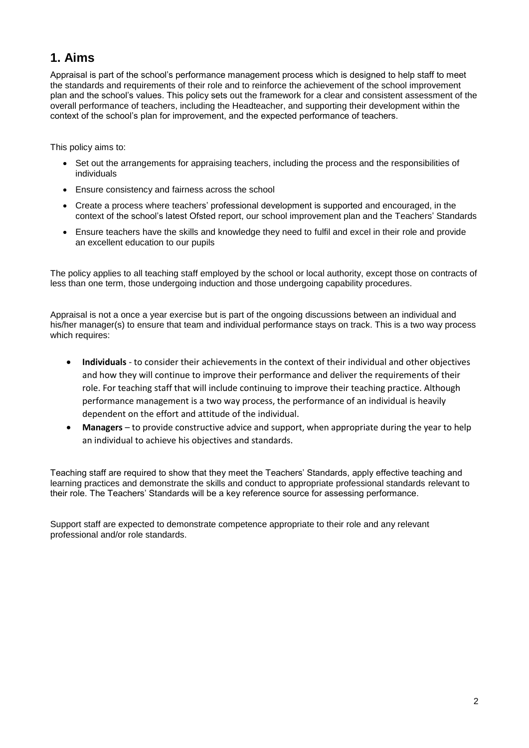## 1. Aims

Appraisal is part of the school's performance management process which is designed to help staff to meet the standards and requirements of their role and to reinforce the achievement of the school improvement plan and the school's values. This policy sets out the framework for a clear and consistent assessment of the overall performance of teachers, including the Headteacher, and supporting their development within the context of the school's plan for improvement, and the expected performance of teachers.

This policy aims to:

- Set out the arrangements for appraising teachers, including the process and the responsibilities of individuals
- Ensure consistency and fairness across the school
- Create a process where teachers' professional development is supported and encouraged, in the context of the school's latest Ofsted report, our school improvement plan and the Teachers' Standards
- Ensure teachers have the skills and knowledge they need to fulfil and excel in their role and provide an excellent education to our pupils

The policy applies to all teaching staff employed by the school or local authority, except those on contracts of less than one term, those undergoing induction and those undergoing capability procedures.

Appraisal is not a once a year exercise but is part of the ongoing discussions between an individual and his/her manager(s) to ensure that team and individual performance stays on track. This is a two way process which requires:

- **Individuals** - to consider their achievements in the context of their individual and other objectives and how they will continue to improve their performance and deliver the requirements of their role. For teaching staff that will include continuing to improve their teaching practice. Although performance management is a two way process, the performance of an individual is heavily dependent on the effort and attitude of the individual.
- **Managers** – to provide constructive advice and support, when appropriate during the year to help an individual to achieve his objectives and standards.

Teaching staff are required to show that they meet the Teachers' Standards, apply effective teaching and learning practices and demonstrate the skills and conduct to appropriate professional standards relevant to their role. The Teachers' Standards will be a key reference source for assessing performance.

Support staff are expected to demonstrate competence appropriate to their role and any relevant professional and/or role standards.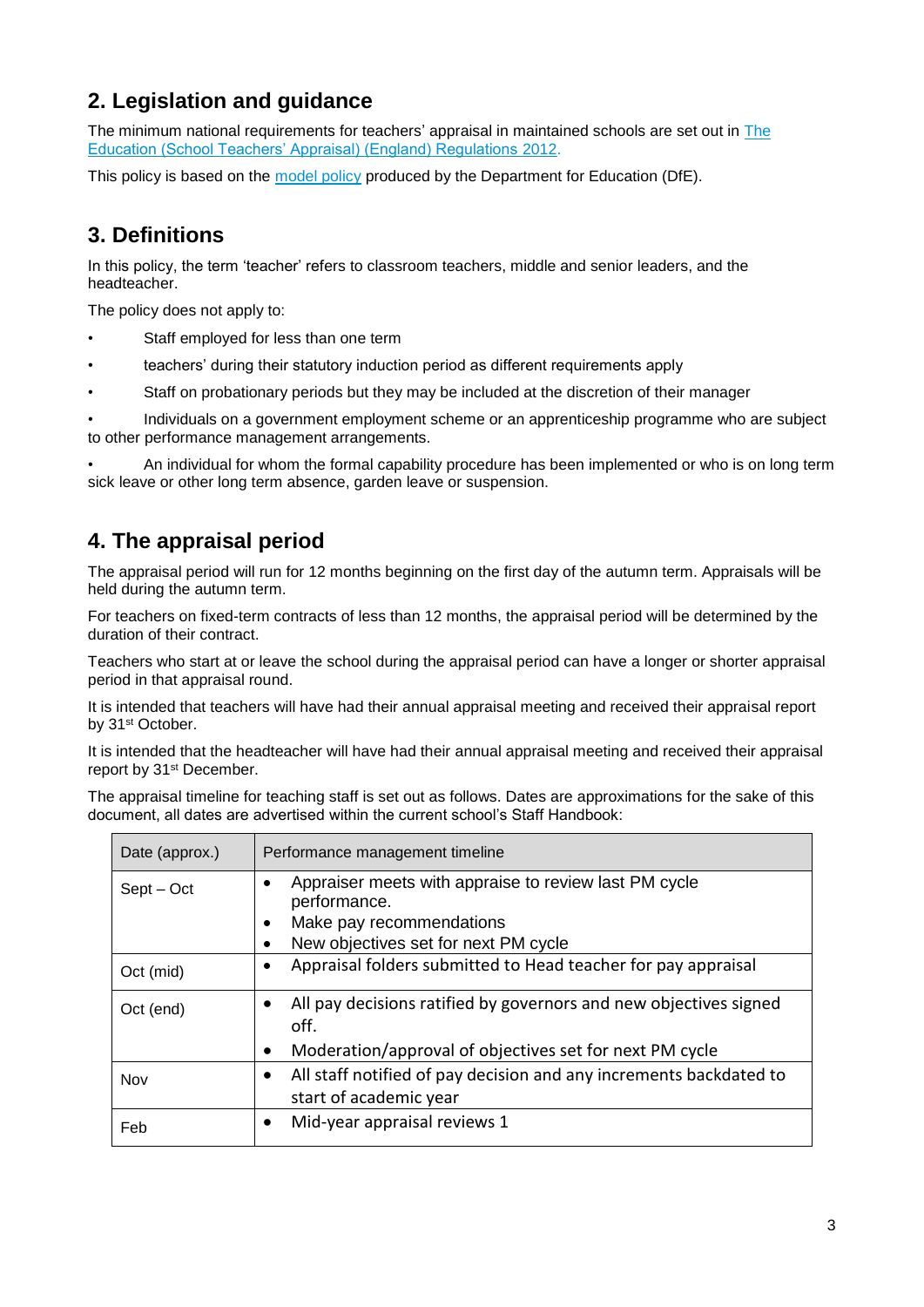## 2. Legislation and guidance

The minimum national requirements for teachers' appraisal in maintained schools are set out in The Education (School Teachers' Appraisal) (England) Regulations 2012.

This policy is based on the model policy produced by the Department for Education (DfE).

## 3. Definitions

In this policy, the term 'teacher' refers to classroom teachers, middle and senior leaders, and the headteacher.

The policy does not apply to:

- Staff employed for less than one term
- teachers' during their statutory induction period as different requirements apply
- Staff on probationary periods but they may be included at the discretion of their manager
- Individuals on a government employment scheme or an apprenticeship programme who are subject to other performance management arrangements.
- An individual for whom the formal capability procedure has been implemented or who is on long term sick leave or other long term absence, garden leave or suspension.

## 4. The appraisal period

The appraisal period will run for 12 months beginning on the first day of the autumn term. Appraisals will be held during the autumn term.

For teachers on fixed-term contracts of less than 12 months, the appraisal period will be determined by the duration of their contract.

Teachers who start at or leave the school during the appraisal period can have a longer or shorter appraisal period in that appraisal round.

It is intended that teachers will have had their annual appraisal meeting and received their appraisal report by 31st October.

It is intended that the headteacher will have had their annual appraisal meeting and received their appraisal report by 31st December.

The appraisal timeline for teaching staff is set out as follows. Dates are approximations for the sake of this document, all dates are advertised within the current school's Staff Handbook:

| Date (approx.) | Performance management timeline |
|---|---|
| Sept – Oct | • Appraiser meets with appraise to review last PM cycle performance.<br>• Make pay recommendations<br>• New objectives set for next PM cycle |
| Oct (mid) | • Appraisal folders submitted to Head teacher for pay appraisal |
| Oct (end) | • All pay decisions ratified by governors and new objectives signed off.<br>• Moderation/approval of objectives set for next PM cycle |
| Nov | • All staff notified of pay decision and any increments backdated to start of academic year |
| Feb | • Mid-year appraisal reviews 1 |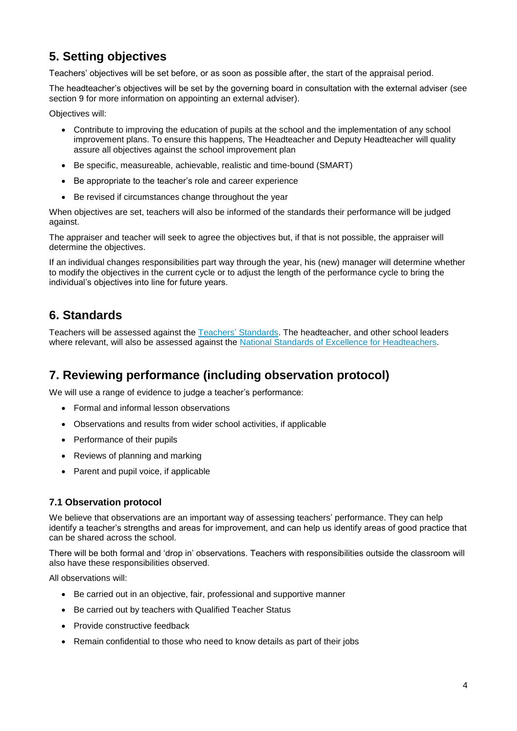## 5. Setting objectives

Teachers' objectives will be set before, or as soon as possible after, the start of the appraisal period.

The headteacher's objectives will be set by the governing board in consultation with the external adviser (see section 9 for more information on appointing an external adviser).

Objectives will:

- Contribute to improving the education of pupils at the school and the implementation of any school improvement plans. To ensure this happens, The Headteacher and Deputy Headteacher will quality assure all objectives against the school improvement plan
- Be specific, measureable, achievable, realistic and time-bound (SMART)
- Be appropriate to the teacher's role and career experience
- Be revised if circumstances change throughout the year

When objectives are set, teachers will also be informed of the standards their performance will be judged against.

The appraiser and teacher will seek to agree the objectives but, if that is not possible, the appraiser will determine the objectives.

If an individual changes responsibilities part way through the year, his (new) manager will determine whether to modify the objectives in the current cycle or to adjust the length of the performance cycle to bring the individual's objectives into line for future years.

## 6. Standards

Teachers will be assessed against the Teachers' Standards. The headteacher, and other school leaders where relevant, will also be assessed against the National Standards of Excellence for Headteachers.

## 7. Reviewing performance (including observation protocol)

We will use a range of evidence to judge a teacher's performance:

- Formal and informal lesson observations
- Observations and results from wider school activities, if applicable
- Performance of their pupils
- Reviews of planning and marking
- Parent and pupil voice, if applicable

### 7.1 Observation protocol

We believe that observations are an important way of assessing teachers' performance. They can help identify a teacher's strengths and areas for improvement, and can help us identify areas of good practice that can be shared across the school.

There will be both formal and 'drop in' observations. Teachers with responsibilities outside the classroom will also have these responsibilities observed.

All observations will:

- Be carried out in an objective, fair, professional and supportive manner
- Be carried out by teachers with Qualified Teacher Status
- Provide constructive feedback
- Remain confidential to those who need to know details as part of their jobs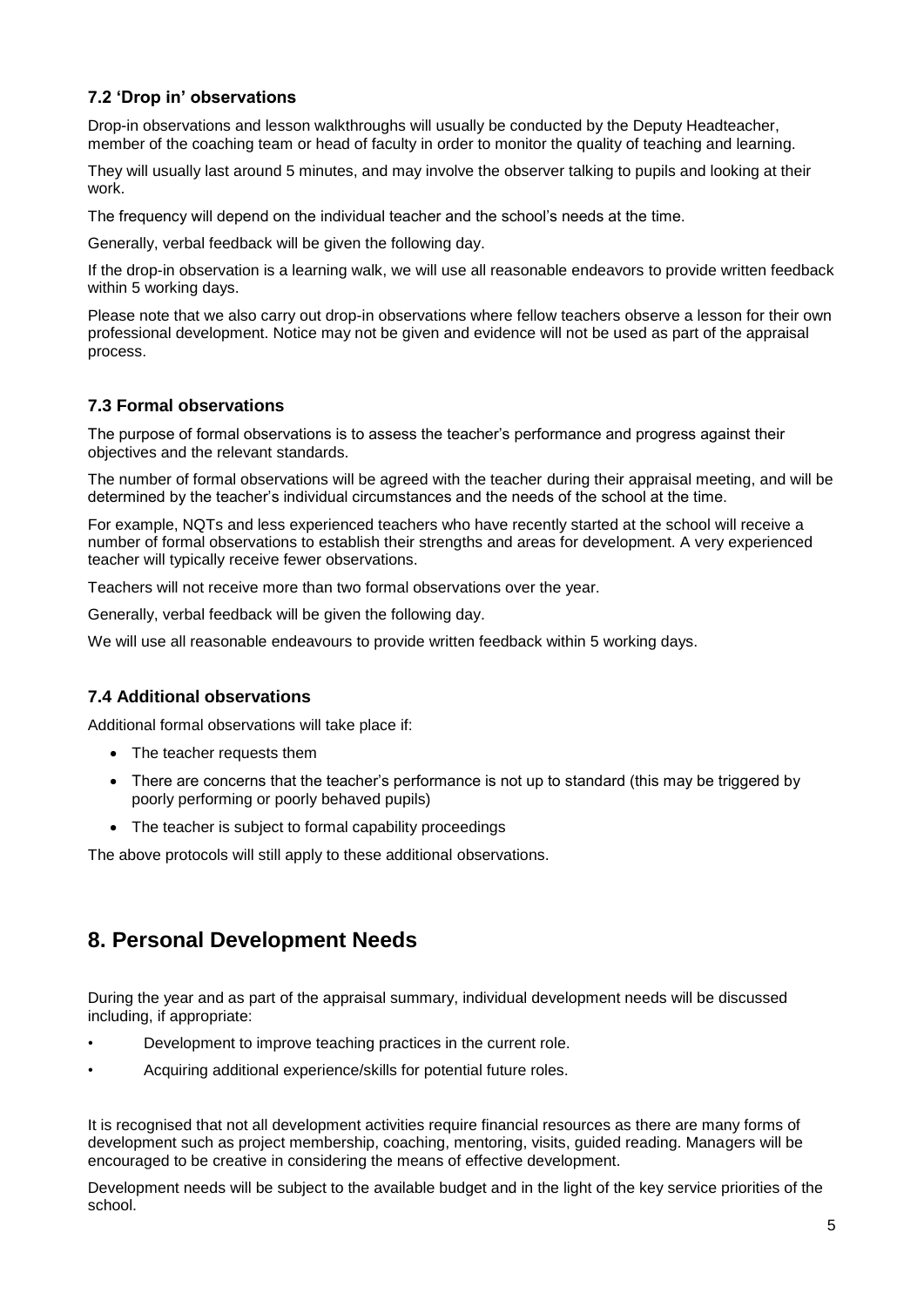### 7.2 'Drop in' observations

Drop-in observations and lesson walkthroughs will usually be conducted by the Deputy Headteacher, member of the coaching team or head of faculty in order to monitor the quality of teaching and learning.

They will usually last around 5 minutes, and may involve the observer talking to pupils and looking at their work.

The frequency will depend on the individual teacher and the school's needs at the time.

Generally, verbal feedback will be given the following day.

If the drop-in observation is a learning walk, we will use all reasonable endeavors to provide written feedback within 5 working days.

Please note that we also carry out drop-in observations where fellow teachers observe a lesson for their own professional development. Notice may not be given and evidence will not be used as part of the appraisal process.

### 7.3 Formal observations

The purpose of formal observations is to assess the teacher's performance and progress against their objectives and the relevant standards.

The number of formal observations will be agreed with the teacher during their appraisal meeting, and will be determined by the teacher's individual circumstances and the needs of the school at the time.

For example, NQTs and less experienced teachers who have recently started at the school will receive a number of formal observations to establish their strengths and areas for development. A very experienced teacher will typically receive fewer observations.

Teachers will not receive more than two formal observations over the year.

Generally, verbal feedback will be given the following day.

We will use all reasonable endeavours to provide written feedback within 5 working days.

### 7.4 Additional observations

Additional formal observations will take place if:

- The teacher requests them
- There are concerns that the teacher's performance is not up to standard (this may be triggered by poorly performing or poorly behaved pupils)
- The teacher is subject to formal capability proceedings

The above protocols will still apply to these additional observations.

## 8. Personal Development Needs

During the year and as part of the appraisal summary, individual development needs will be discussed including, if appropriate:

- Development to improve teaching practices in the current role.
- Acquiring additional experience/skills for potential future roles.

It is recognised that not all development activities require financial resources as there are many forms of development such as project membership, coaching, mentoring, visits, guided reading. Managers will be encouraged to be creative in considering the means of effective development.

Development needs will be subject to the available budget and in the light of the key service priorities of the school.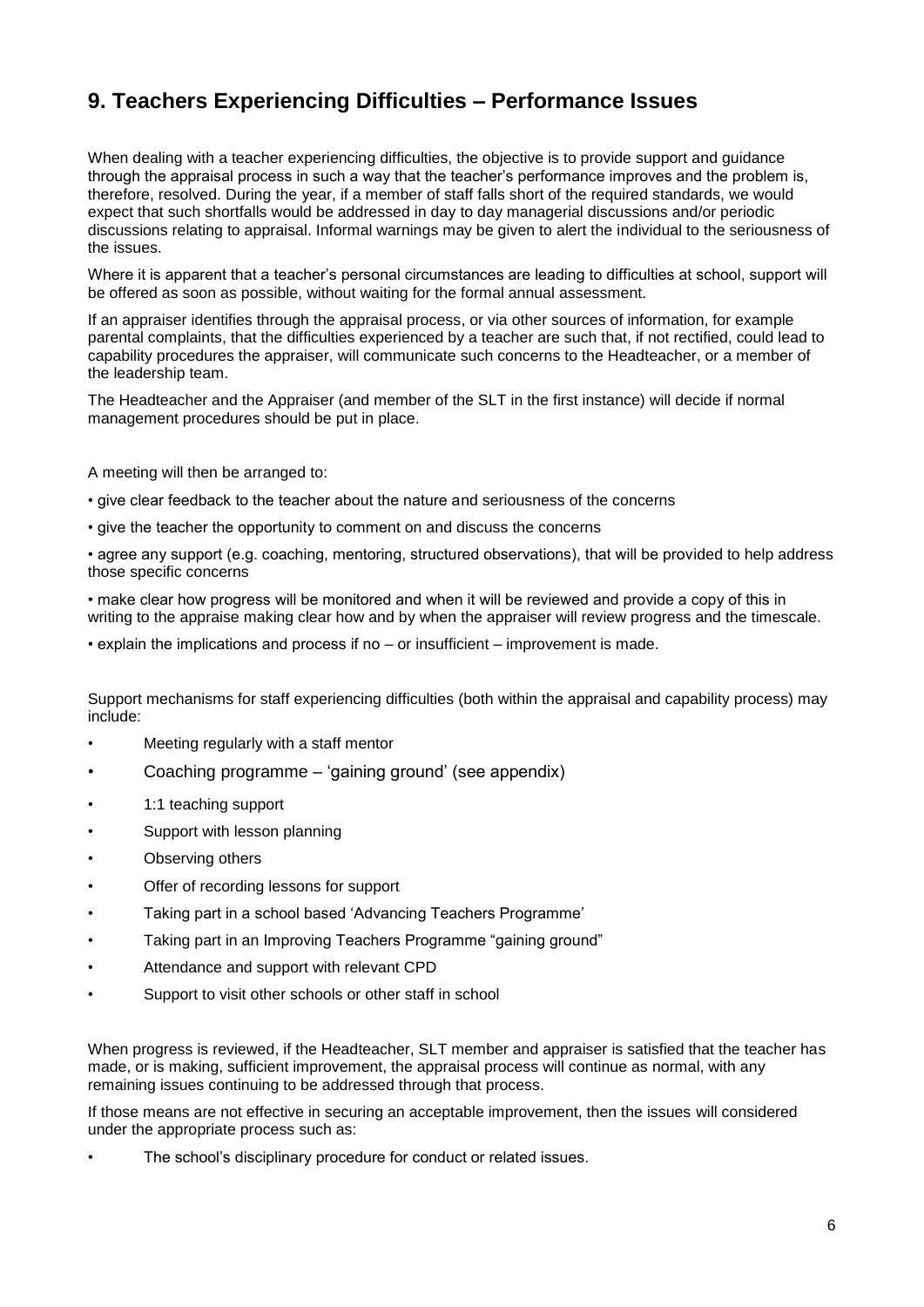## 9. Teachers Experiencing Difficulties – Performance Issues

When dealing with a teacher experiencing difficulties, the objective is to provide support and guidance through the appraisal process in such a way that the teacher's performance improves and the problem is, therefore, resolved. During the year, if a member of staff falls short of the required standards, we would expect that such shortfalls would be addressed in day to day managerial discussions and/or periodic discussions relating to appraisal. Informal warnings may be given to alert the individual to the seriousness of the issues.

Where it is apparent that a teacher's personal circumstances are leading to difficulties at school, support will be offered as soon as possible, without waiting for the formal annual assessment.

If an appraiser identifies through the appraisal process, or via other sources of information, for example parental complaints, that the difficulties experienced by a teacher are such that, if not rectified, could lead to capability procedures the appraiser, will communicate such concerns to the Headteacher, or a member of the leadership team.

The Headteacher and the Appraiser (and member of the SLT in the first instance) will decide if normal management procedures should be put in place.

A meeting will then be arranged to:

- give clear feedback to the teacher about the nature and seriousness of the concerns
- give the teacher the opportunity to comment on and discuss the concerns
- agree any support (e.g. coaching, mentoring, structured observations), that will be provided to help address those specific concerns
- make clear how progress will be monitored and when it will be reviewed and provide a copy of this in writing to the appraise making clear how and by when the appraiser will review progress and the timescale.
- explain the implications and process if no – or insufficient – improvement is made.

Support mechanisms for staff experiencing difficulties (both within the appraisal and capability process) may include:

- Meeting regularly with a staff mentor
- Coaching programme – 'gaining ground' (see appendix)
- 1:1 teaching support
- Support with lesson planning
- Observing others
- Offer of recording lessons for support
- Taking part in a school based 'Advancing Teachers Programme'
- Taking part in an Improving Teachers Programme "gaining ground"
- Attendance and support with relevant CPD
- Support to visit other schools or other staff in school

When progress is reviewed, if the Headteacher, SLT member and appraiser is satisfied that the teacher has made, or is making, sufficient improvement, the appraisal process will continue as normal, with any remaining issues continuing to be addressed through that process.

If those means are not effective in securing an acceptable improvement, then the issues will considered under the appropriate process such as:

- The school's disciplinary procedure for conduct or related issues.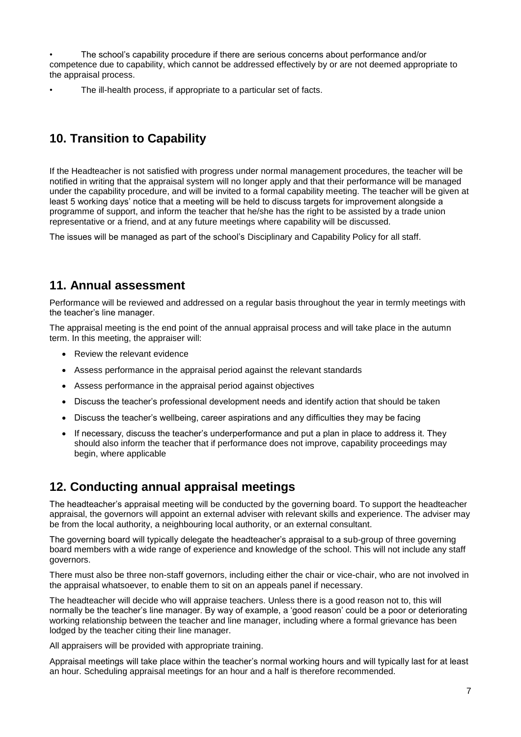- The school's capability procedure if there are serious concerns about performance and/or competence due to capability, which cannot be addressed effectively by or are not deemed appropriate to the appraisal process.
- The ill-health process, if appropriate to a particular set of facts.

## 10. Transition to Capability

If the Headteacher is not satisfied with progress under normal management procedures, the teacher will be notified in writing that the appraisal system will no longer apply and that their performance will be managed under the capability procedure, and will be invited to a formal capability meeting. The teacher will be given at least 5 working days' notice that a meeting will be held to discuss targets for improvement alongside a programme of support, and inform the teacher that he/she has the right to be assisted by a trade union representative or a friend, and at any future meetings where capability will be discussed.

The issues will be managed as part of the school's Disciplinary and Capability Policy for all staff.

## 11. Annual assessment

Performance will be reviewed and addressed on a regular basis throughout the year in termly meetings with the teacher's line manager.

The appraisal meeting is the end point of the annual appraisal process and will take place in the autumn term. In this meeting, the appraiser will:

- Review the relevant evidence
- Assess performance in the appraisal period against the relevant standards
- Assess performance in the appraisal period against objectives
- Discuss the teacher's professional development needs and identify action that should be taken
- Discuss the teacher's wellbeing, career aspirations and any difficulties they may be facing
- If necessary, discuss the teacher's underperformance and put a plan in place to address it. They should also inform the teacher that if performance does not improve, capability proceedings may begin, where applicable

## 12. Conducting annual appraisal meetings

The headteacher's appraisal meeting will be conducted by the governing board. To support the headteacher appraisal, the governors will appoint an external adviser with relevant skills and experience. The adviser may be from the local authority, a neighbouring local authority, or an external consultant.

The governing board will typically delegate the headteacher's appraisal to a sub-group of three governing board members with a wide range of experience and knowledge of the school. This will not include any staff governors.

There must also be three non-staff governors, including either the chair or vice-chair, who are not involved in the appraisal whatsoever, to enable them to sit on an appeals panel if necessary.

The headteacher will decide who will appraise teachers. Unless there is a good reason not to, this will normally be the teacher's line manager. By way of example, a 'good reason' could be a poor or deteriorating working relationship between the teacher and line manager, including where a formal grievance has been lodged by the teacher citing their line manager.

All appraisers will be provided with appropriate training.

Appraisal meetings will take place within the teacher's normal working hours and will typically last for at least an hour. Scheduling appraisal meetings for an hour and a half is therefore recommended.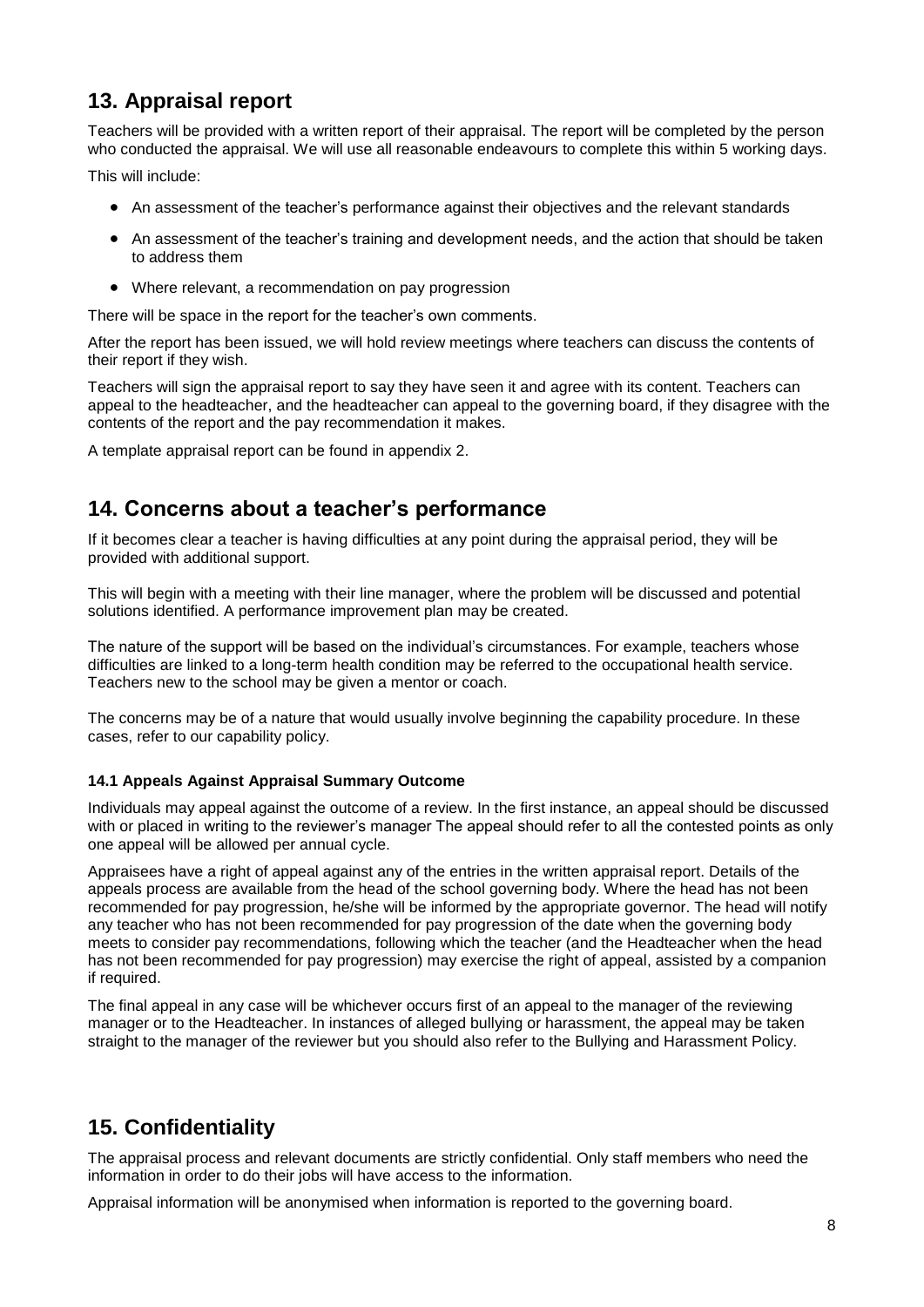## 13. Appraisal report

Teachers will be provided with a written report of their appraisal. The report will be completed by the person who conducted the appraisal. We will use all reasonable endeavours to complete this within 5 working days.

This will include:

- An assessment of the teacher's performance against their objectives and the relevant standards
- An assessment of the teacher's training and development needs, and the action that should be taken to address them
- Where relevant, a recommendation on pay progression

There will be space in the report for the teacher's own comments.

After the report has been issued, we will hold review meetings where teachers can discuss the contents of their report if they wish.

Teachers will sign the appraisal report to say they have seen it and agree with its content. Teachers can appeal to the headteacher, and the headteacher can appeal to the governing board, if they disagree with the contents of the report and the pay recommendation it makes.

A template appraisal report can be found in appendix 2.

## 14. Concerns about a teacher's performance

If it becomes clear a teacher is having difficulties at any point during the appraisal period, they will be provided with additional support.

This will begin with a meeting with their line manager, where the problem will be discussed and potential solutions identified. A performance improvement plan may be created.

The nature of the support will be based on the individual's circumstances. For example, teachers whose difficulties are linked to a long-term health condition may be referred to the occupational health service. Teachers new to the school may be given a mentor or coach.

The concerns may be of a nature that would usually involve beginning the capability procedure. In these cases, refer to our capability policy.

### 14.1 Appeals Against Appraisal Summary Outcome

Individuals may appeal against the outcome of a review. In the first instance, an appeal should be discussed with or placed in writing to the reviewer's manager The appeal should refer to all the contested points as only one appeal will be allowed per annual cycle.

Appraisees have a right of appeal against any of the entries in the written appraisal report. Details of the appeals process are available from the head of the school governing body. Where the head has not been recommended for pay progression, he/she will be informed by the appropriate governor. The head will notify any teacher who has not been recommended for pay progression of the date when the governing body meets to consider pay recommendations, following which the teacher (and the Headteacher when the head has not been recommended for pay progression) may exercise the right of appeal, assisted by a companion if required.

The final appeal in any case will be whichever occurs first of an appeal to the manager of the reviewing manager or to the Headteacher. In instances of alleged bullying or harassment, the appeal may be taken straight to the manager of the reviewer but you should also refer to the Bullying and Harassment Policy.

## 15. Confidentiality

The appraisal process and relevant documents are strictly confidential. Only staff members who need the information in order to do their jobs will have access to the information.

Appraisal information will be anonymised when information is reported to the governing board.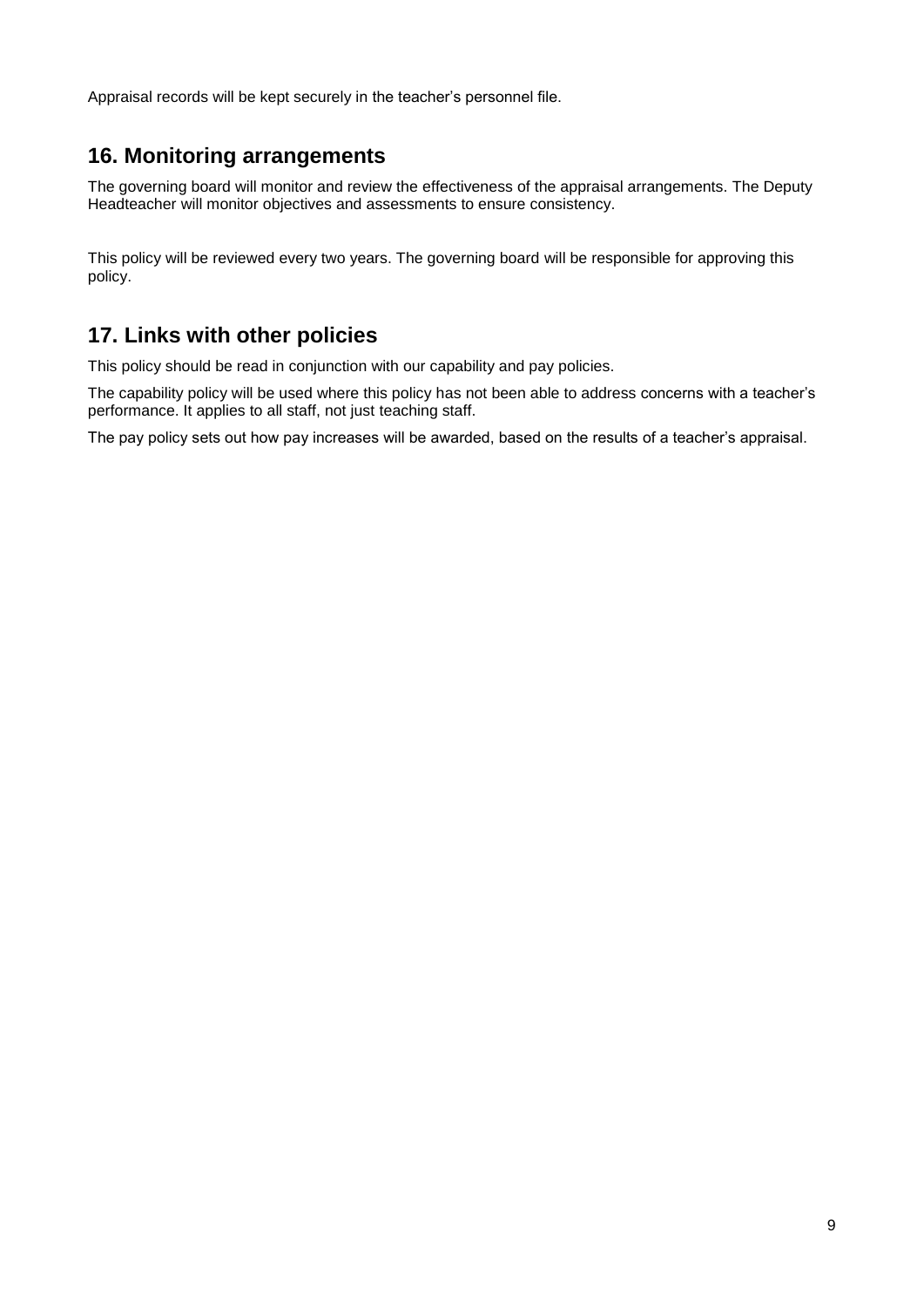Appraisal records will be kept securely in the teacher's personnel file.

## 16. Monitoring arrangements

The governing board will monitor and review the effectiveness of the appraisal arrangements. The Deputy Headteacher will monitor objectives and assessments to ensure consistency.

This policy will be reviewed every two years. The governing board will be responsible for approving this policy.

## 17. Links with other policies

This policy should be read in conjunction with our capability and pay policies.

The capability policy will be used where this policy has not been able to address concerns with a teacher's performance. It applies to all staff, not just teaching staff.

The pay policy sets out how pay increases will be awarded, based on the results of a teacher's appraisal.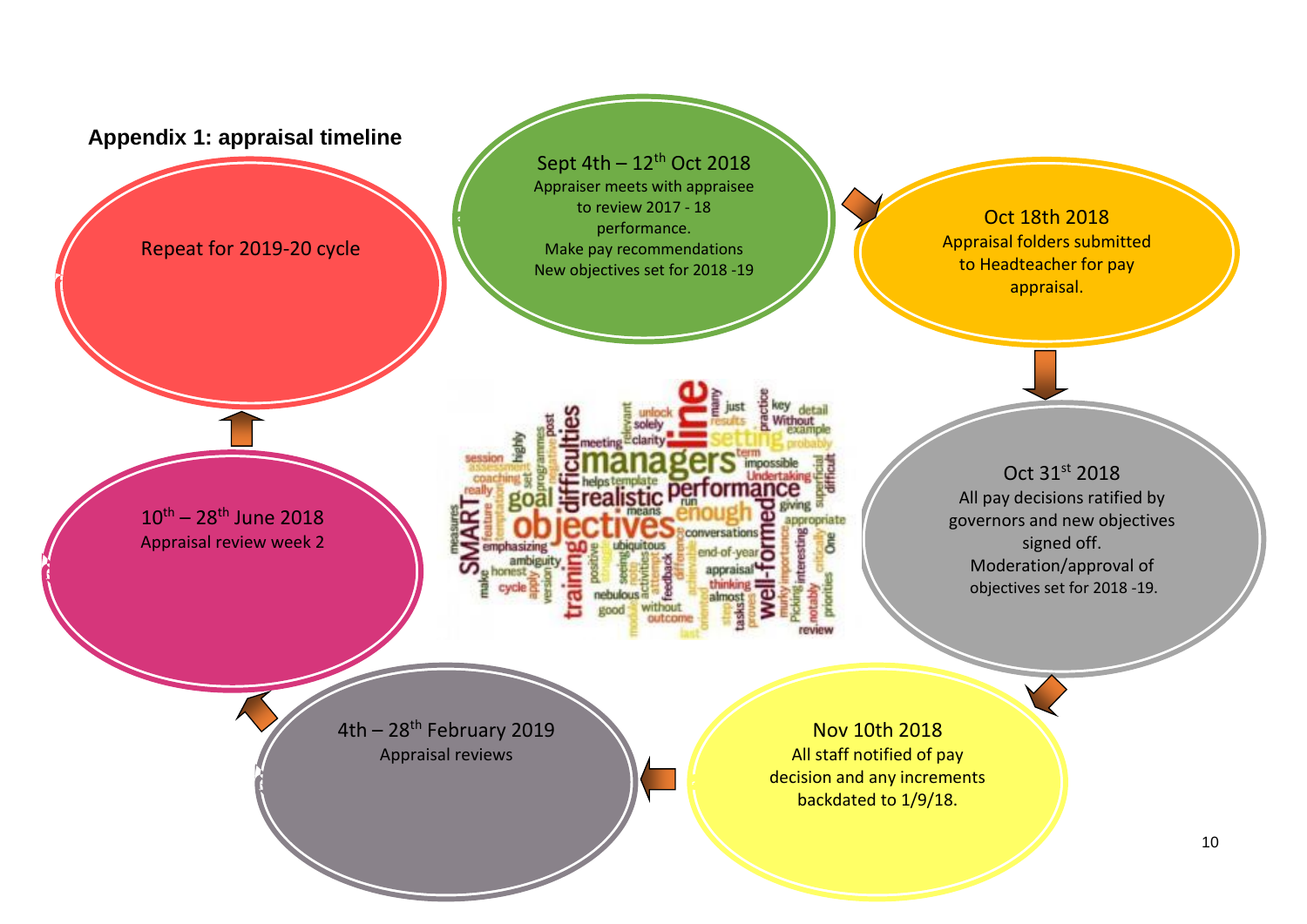## Appendix 1: appraisal timeline

**Sept 4th – 12th Oct 2018**
Appraiser meets with appraisee to review 2017 - 18 performance.
Make pay recommendations
New objectives set for 2018 -19

**Oct 18th 2018**
Appraisal folders submitted to Headteacher for pay appraisal.

**Oct 31st 2018**
All pay decisions ratified by governors and new objectives signed off.
Moderation/approval of objectives set for 2018 -19.

**Nov 10th 2018**
All staff notified of pay decision and any increments backdated to 1/9/18.

**4th – 28th February 2019**
Appraisal reviews

**10th – 28th June 2018**
Appraisal review week 2

**Repeat for 2019-20 cycle**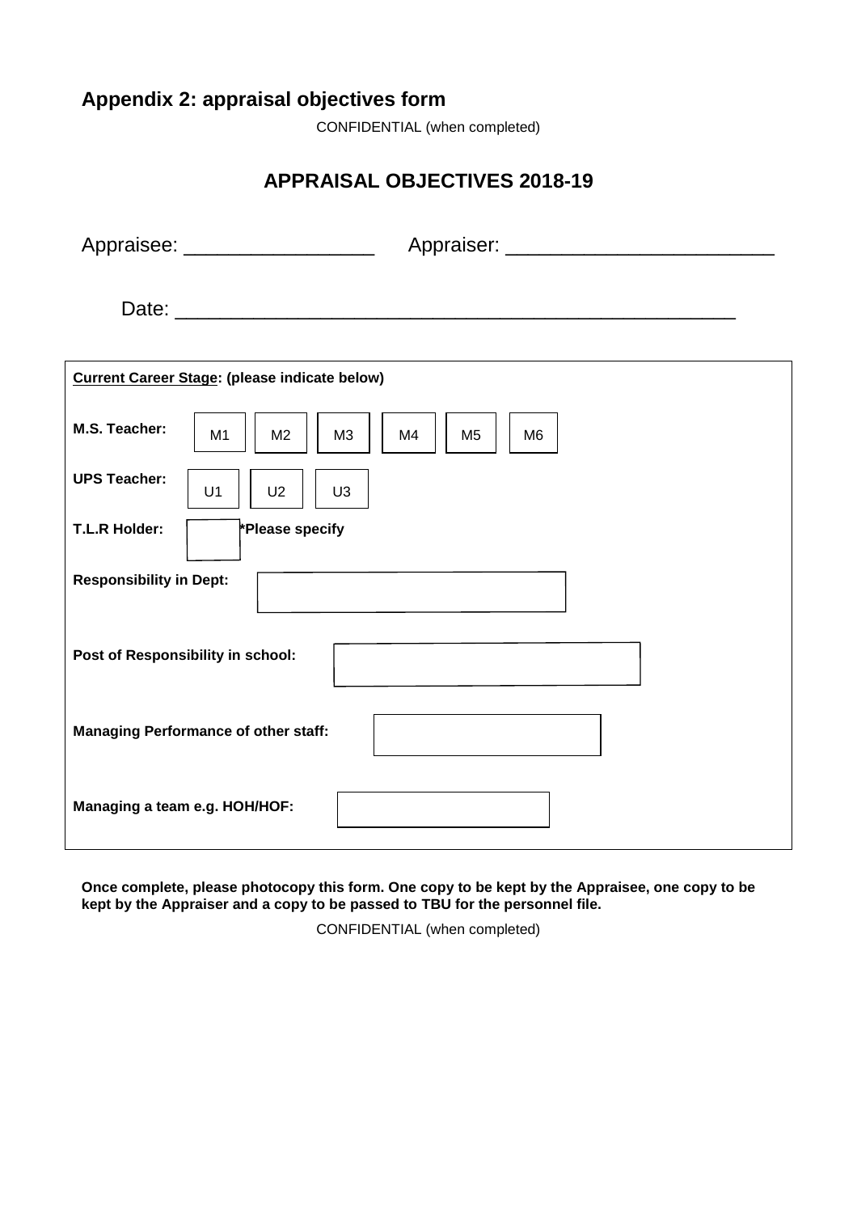## Appendix 2: appraisal objectives form

CONFIDENTIAL (when completed)

# APPRAISAL OBJECTIVES 2018-19

Appraisee: _________________ Appraiser: ________________________

Date: __________________________________________________

**Current Career Stage: (please indicate below)**

**M.S. Teacher:** M1 M2 M3 M4 M5 M6

**UPS Teacher:** U1 U2 U3

**T.L.R Holder:** \*Please specify

**Responsibility in Dept:**

**Post of Responsibility in school:**

**Managing Performance of other staff:**

**Managing a team e.g. HOH/HOF:**

**Once complete, please photocopy this form. One copy to be kept by the Appraisee, one copy to be kept by the Appraiser and a copy to be passed to TBU for the personnel file.**

CONFIDENTIAL (when completed)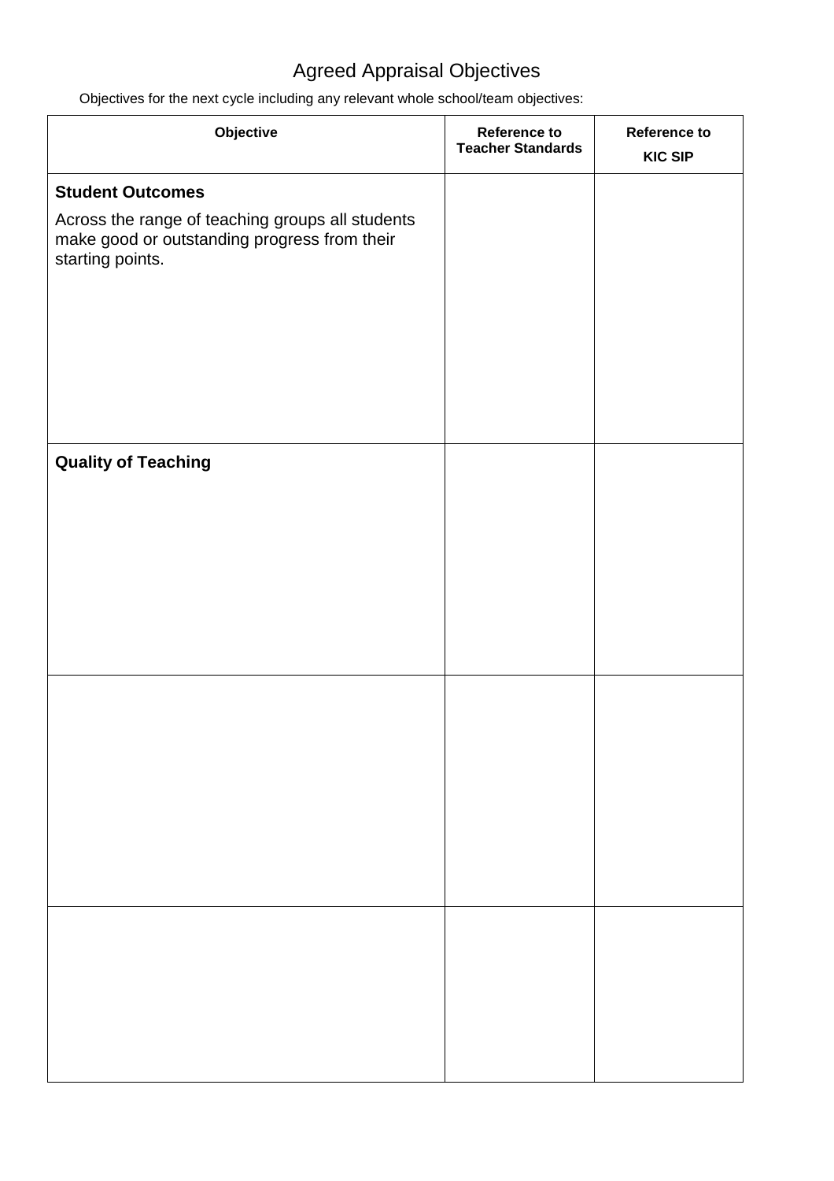# Agreed Appraisal Objectives

Objectives for the next cycle including any relevant whole school/team objectives:

| Objective | Reference to Teacher Standards | Reference to KIC SIP |
| --- | --- | --- |
| **Student Outcomes** Across the range of teaching groups all students make good or outstanding progress from their starting points. | | |
| **Quality of Teaching** | | |
| | | |
| | | |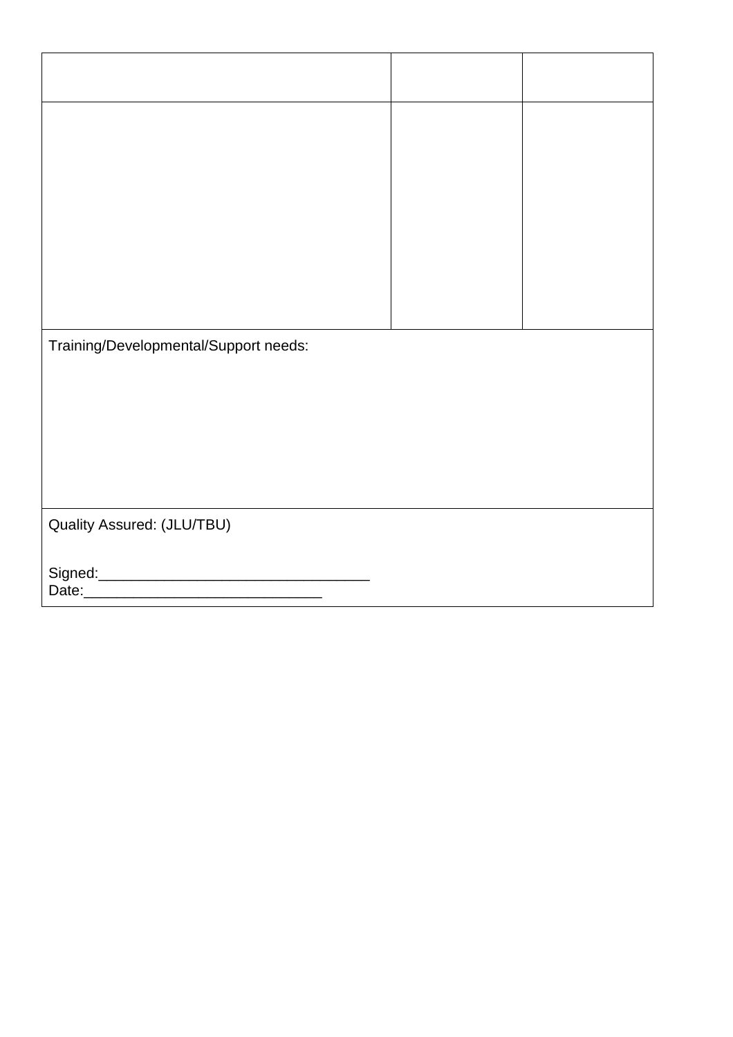| | | |
|---|---|---|
| | | |

Training/Developmental/Support needs:

Quality Assured: (JLU/TBU)

Signed:_________________________________
Date:_____________________________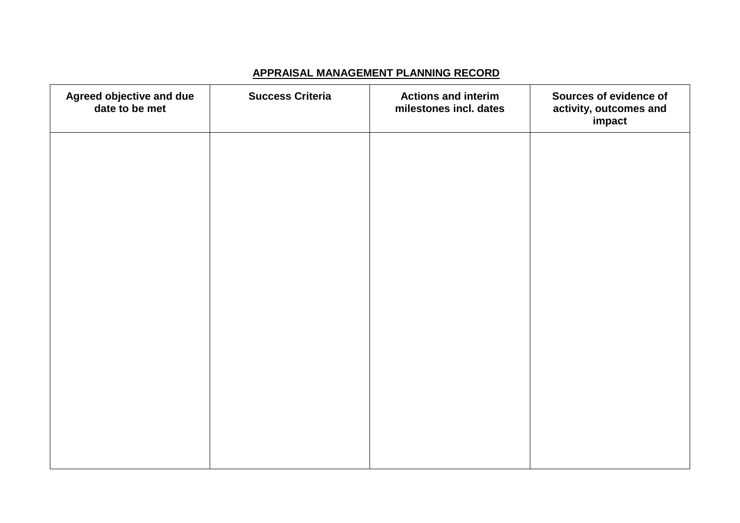**APPRAISAL MANAGEMENT PLANNING RECORD**

| Agreed objective and due date to be met | Success Criteria | Actions and interim milestones incl. dates | Sources of evidence of activity, outcomes and impact |
|---|---|---|---|
| | | | |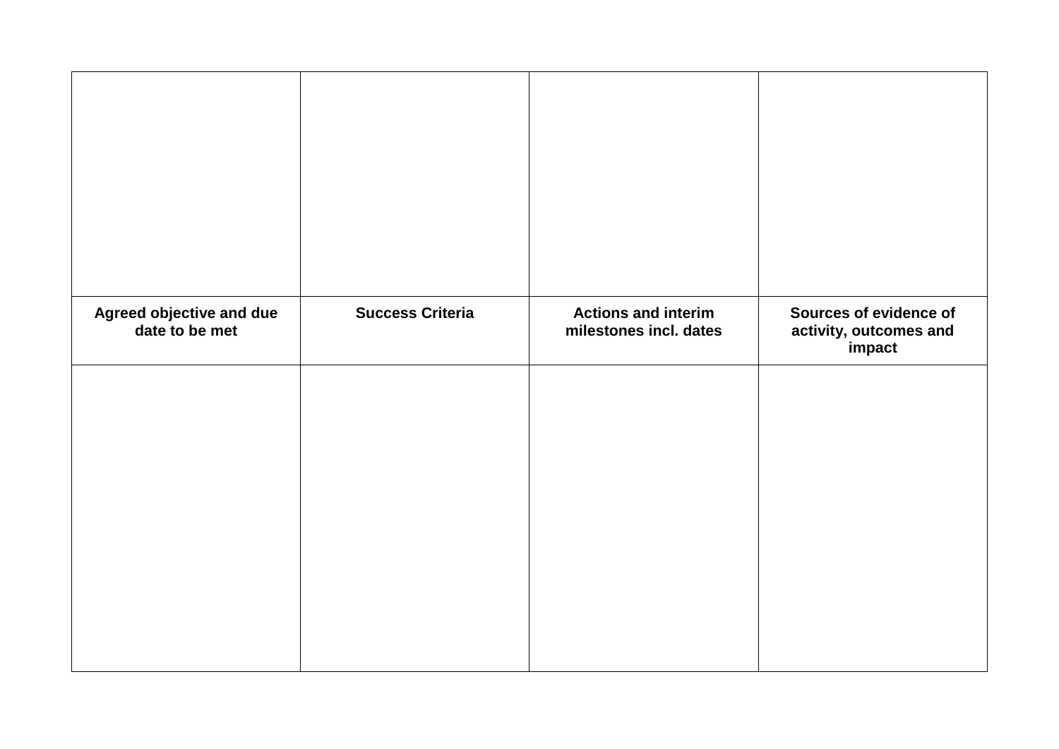| | | | |
|---|---|---|---|
| | | | |
| **Agreed objective and due date to be met** | **Success Criteria** | **Actions and interim milestones incl. dates** | **Sources of evidence of activity, outcomes and impact** |
| | | | |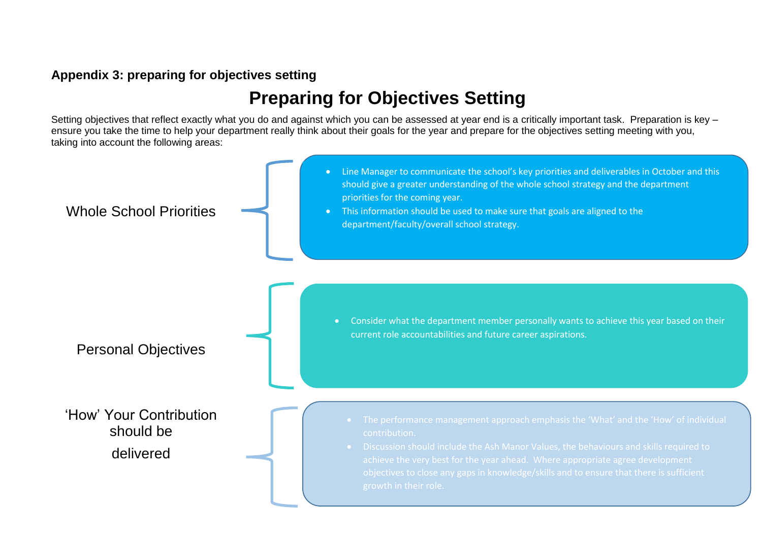**Appendix 3: preparing for objectives setting**

# Preparing for Objectives Setting

Setting objectives that reflect exactly what you do and against which you can be assessed at year end is a critically important task. Preparation is key – ensure you take the time to help your department really think about their goals for the year and prepare for the objectives setting meeting with you, taking into account the following areas:

**Whole School Priorities**

- Line Manager to communicate the school's key priorities and deliverables in October and this should give a greater understanding of the whole school strategy and the department priorities for the coming year.
- This information should be used to make sure that goals are aligned to the department/faculty/overall school strategy.

**Personal Objectives**

- Consider what the department member personally wants to achieve this year based on their current role accountabilities and future career aspirations.

**'How' Your Contribution should be delivered**

- The performance management approach emphasis the 'What' and the 'How' of individual contribution.
- Discussion should include the Ash Manor Values, the behaviours and skills required to achieve the very best for the year ahead. Where appropriate agree development objectives to close any gaps in knowledge/skills and to ensure that there is sufficient growth in their role.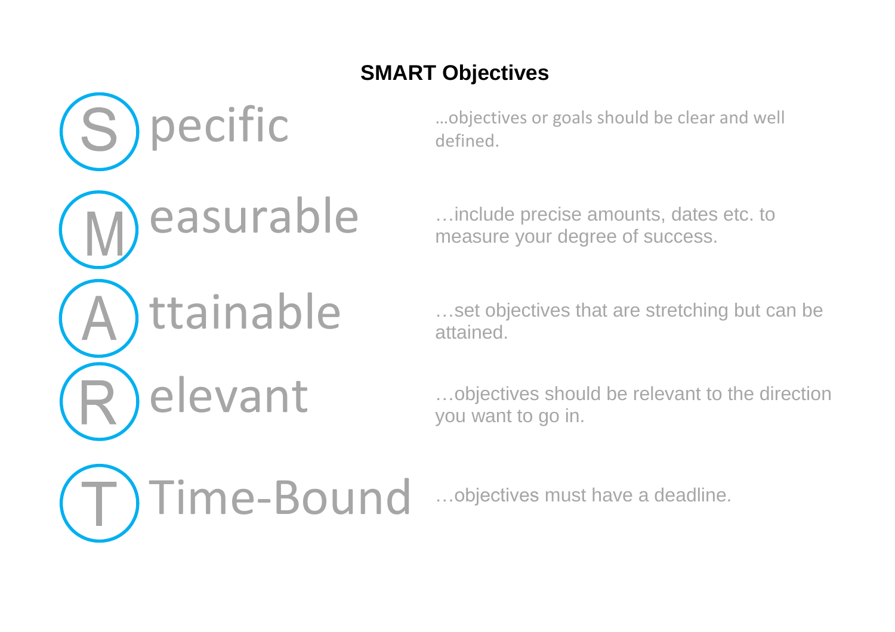## SMART Objectives

**S**pecific …objectives or goals should be clear and well defined.

**M**easurable …include precise amounts, dates etc. to measure your degree of success.

**A**ttainable …set objectives that are stretching but can be attained.

**R**elevant …objectives should be relevant to the direction you want to go in.

**T** Time-Bound …objectives must have a deadline.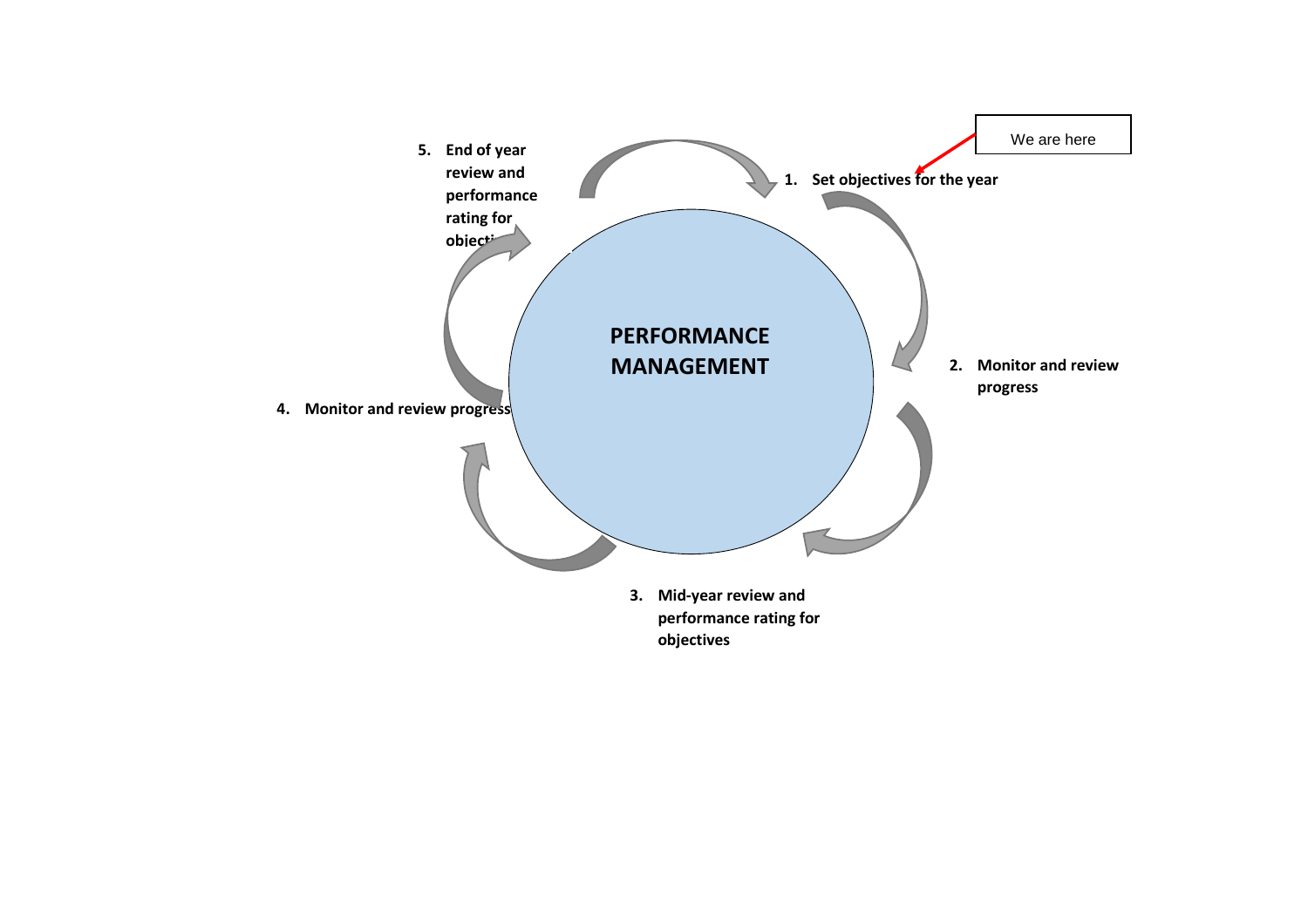We are here

**PERFORMANCE MANAGEMENT**

1. **Set objectives for the year**
2. **Monitor and review progress**
3. **Mid-year review and performance rating for objectives**
4. **Monitor and review progress**
5. **End of year review and performance rating for objecti**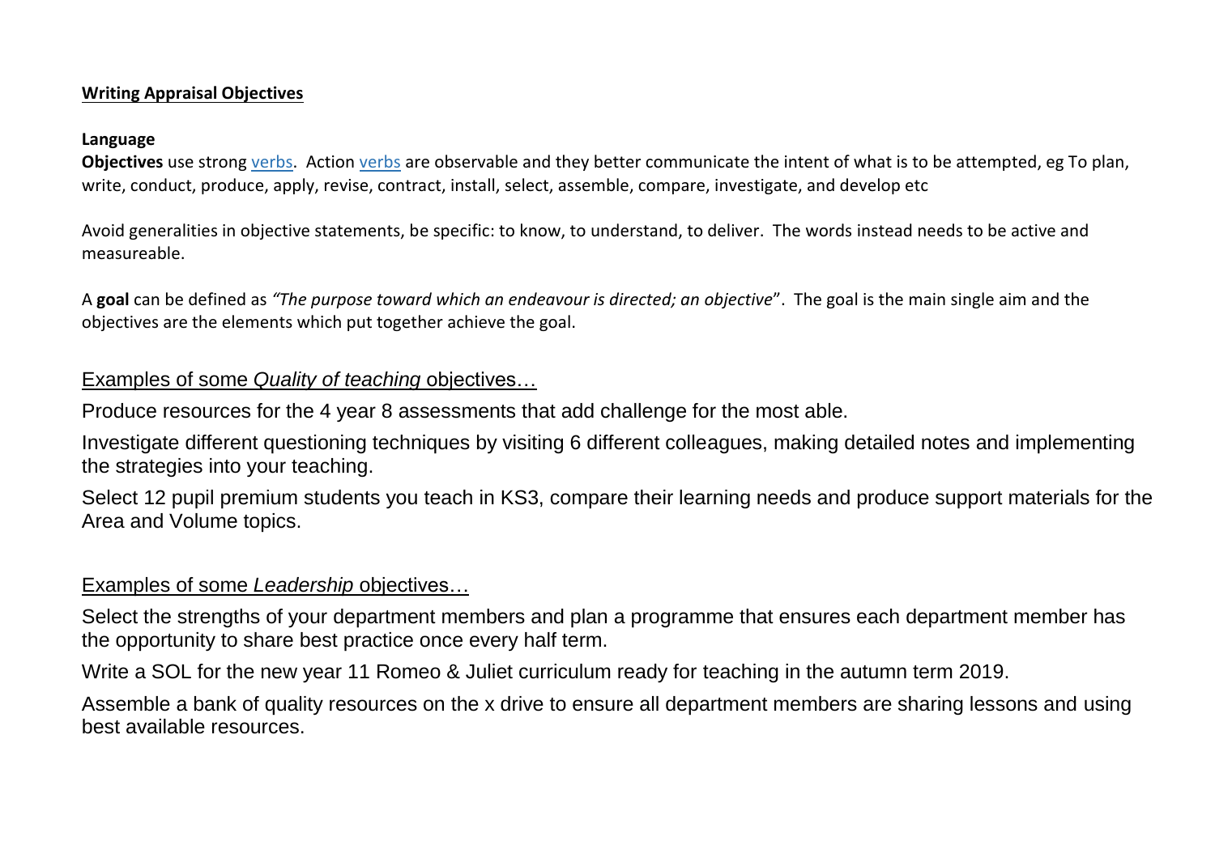## Writing Appraisal Objectives

### Language

**Objectives** use strong verbs. Action verbs are observable and they better communicate the intent of what is to be attempted, eg To plan, write, conduct, produce, apply, revise, contract, install, select, assemble, compare, investigate, and develop etc

Avoid generalities in objective statements, be specific: to know, to understand, to deliver. The words instead needs to be active and measureable.

A **goal** can be defined as *"The purpose toward which an endeavour is directed; an objective*". The goal is the main single aim and the objectives are the elements which put together achieve the goal.

### Examples of some *Quality of teaching* objectives…

Produce resources for the 4 year 8 assessments that add challenge for the most able.

Investigate different questioning techniques by visiting 6 different colleagues, making detailed notes and implementing the strategies into your teaching.

Select 12 pupil premium students you teach in KS3, compare their learning needs and produce support materials for the Area and Volume topics.

### Examples of some *Leadership* objectives…

Select the strengths of your department members and plan a programme that ensures each department member has the opportunity to share best practice once every half term.

Write a SOL for the new year 11 Romeo & Juliet curriculum ready for teaching in the autumn term 2019.

Assemble a bank of quality resources on the x drive to ensure all department members are sharing lessons and using best available resources.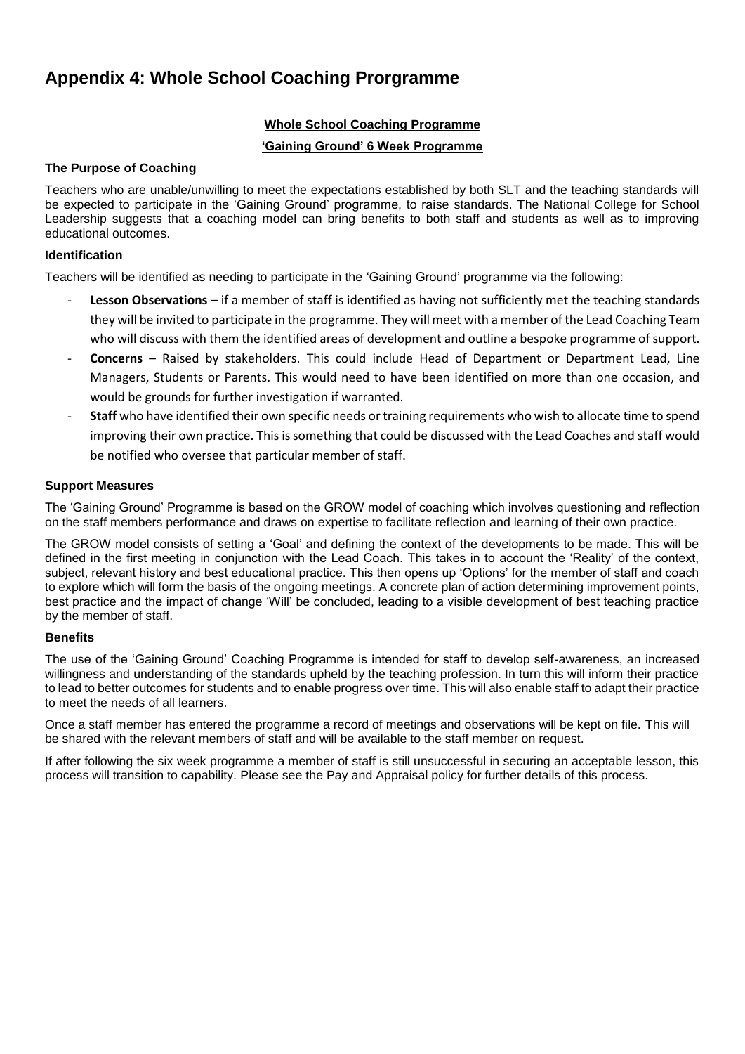# Appendix 4: Whole School Coaching Prorgramme

**Whole School Coaching Programme**

**'Gaining Ground' 6 Week Programme**

### The Purpose of Coaching

Teachers who are unable/unwilling to meet the expectations established by both SLT and the teaching standards will be expected to participate in the 'Gaining Ground' programme, to raise standards. The National College for School Leadership suggests that a coaching model can bring benefits to both staff and students as well as to improving educational outcomes.

### Identification

Teachers will be identified as needing to participate in the 'Gaining Ground' programme via the following:

- **Lesson Observations** – if a member of staff is identified as having not sufficiently met the teaching standards they will be invited to participate in the programme. They will meet with a member of the Lead Coaching Team who will discuss with them the identified areas of development and outline a bespoke programme of support.
- **Concerns** – Raised by stakeholders. This could include Head of Department or Department Lead, Line Managers, Students or Parents. This would need to have been identified on more than one occasion, and would be grounds for further investigation if warranted.
- **Staff** who have identified their own specific needs or training requirements who wish to allocate time to spend improving their own practice. This is something that could be discussed with the Lead Coaches and staff would be notified who oversee that particular member of staff.

### Support Measures

The 'Gaining Ground' Programme is based on the GROW model of coaching which involves questioning and reflection on the staff members performance and draws on expertise to facilitate reflection and learning of their own practice.

The GROW model consists of setting a 'Goal' and defining the context of the developments to be made. This will be defined in the first meeting in conjunction with the Lead Coach. This takes in to account the 'Reality' of the context, subject, relevant history and best educational practice. This then opens up 'Options' for the member of staff and coach to explore which will form the basis of the ongoing meetings. A concrete plan of action determining improvement points, best practice and the impact of change 'Will' be concluded, leading to a visible development of best teaching practice by the member of staff.

### Benefits

The use of the 'Gaining Ground' Coaching Programme is intended for staff to develop self-awareness, an increased willingness and understanding of the standards upheld by the teaching profession. In turn this will inform their practice to lead to better outcomes for students and to enable progress over time. This will also enable staff to adapt their practice to meet the needs of all learners.

Once a staff member has entered the programme a record of meetings and observations will be kept on file. This will be shared with the relevant members of staff and will be available to the staff member on request.

If after following the six week programme a member of staff is still unsuccessful in securing an acceptable lesson, this process will transition to capability. Please see the Pay and Appraisal policy for further details of this process.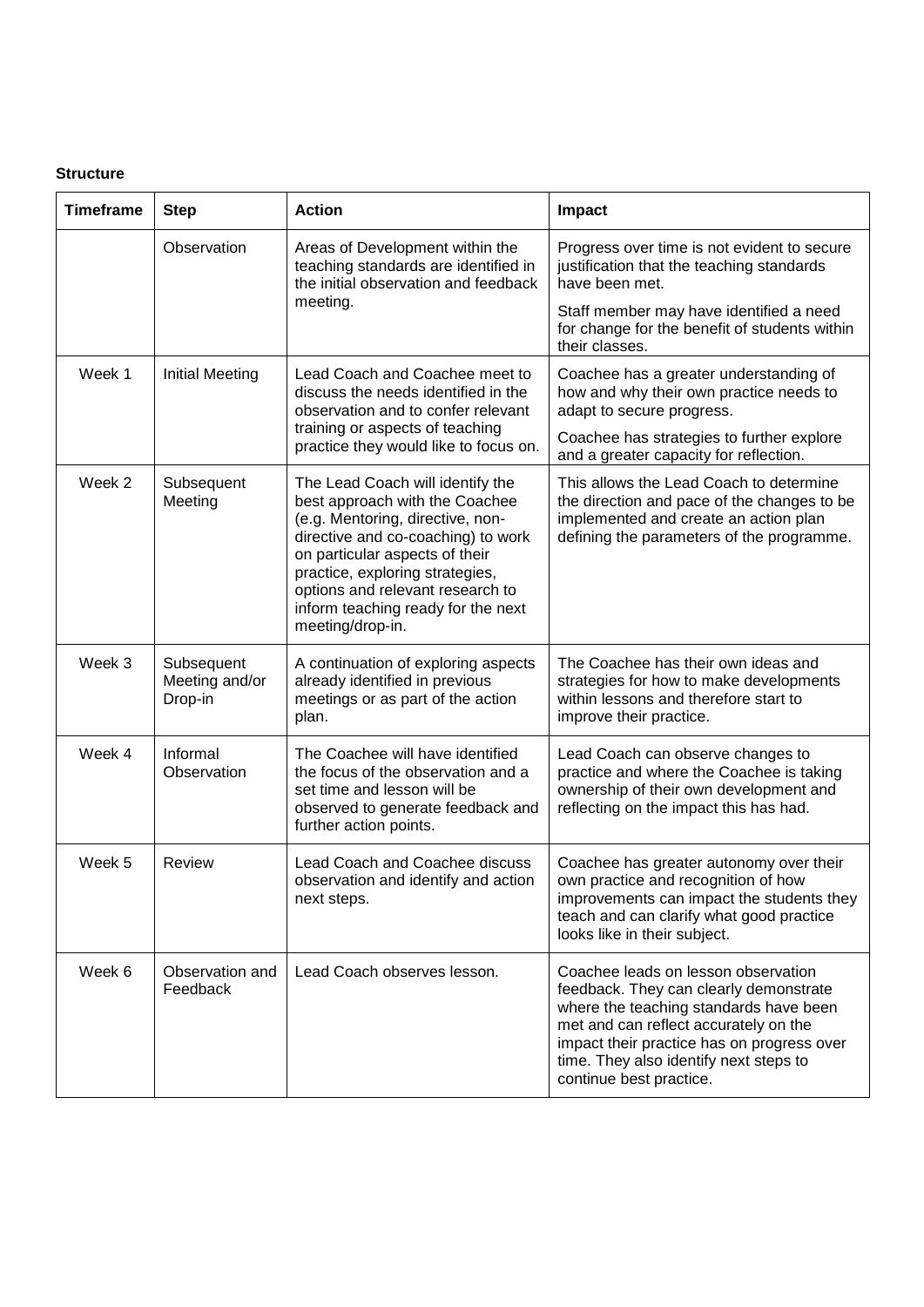**Structure**

| Timeframe | Step | Action | Impact |
|---|---|---|---|
| | Observation | Areas of Development within the teaching standards are identified in the initial observation and feedback meeting. | Progress over time is not evident to secure justification that the teaching standards have been met. Staff member may have identified a need for change for the benefit of students within their classes. |
| Week 1 | Initial Meeting | Lead Coach and Coachee meet to discuss the needs identified in the observation and to confer relevant training or aspects of teaching practice they would like to focus on. | Coachee has a greater understanding of how and why their own practice needs to adapt to secure progress. Coachee has strategies to further explore and a greater capacity for reflection. |
| Week 2 | Subsequent Meeting | The Lead Coach will identify the best approach with the Coachee (e.g. Mentoring, directive, non-directive and co-coaching) to work on particular aspects of their practice, exploring strategies, options and relevant research to inform teaching ready for the next meeting/drop-in. | This allows the Lead Coach to determine the direction and pace of the changes to be implemented and create an action plan defining the parameters of the programme. |
| Week 3 | Subsequent Meeting and/or Drop-in | A continuation of exploring aspects already identified in previous meetings or as part of the action plan. | The Coachee has their own ideas and strategies for how to make developments within lessons and therefore start to improve their practice. |
| Week 4 | Informal Observation | The Coachee will have identified the focus of the observation and a set time and lesson will be observed to generate feedback and further action points. | Lead Coach can observe changes to practice and where the Coachee is taking ownership of their own development and reflecting on the impact this has had. |
| Week 5 | Review | Lead Coach and Coachee discuss observation and identify and action next steps. | Coachee has greater autonomy over their own practice and recognition of how improvements can impact the students they teach and can clarify what good practice looks like in their subject. |
| Week 6 | Observation and Feedback | Lead Coach observes lesson. | Coachee leads on lesson observation feedback. They can clearly demonstrate where the teaching standards have been met and can reflect accurately on the impact their practice has on progress over time. They also identify next steps to continue best practice. |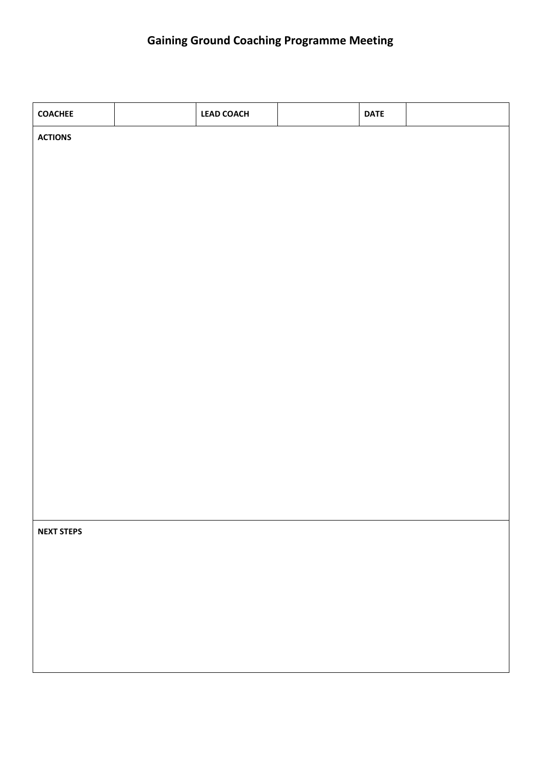# Gaining Ground Coaching Programme Meeting

| COACHEE | | LEAD COACH | | DATE | |
|---|---|---|---|---|---|
| **ACTIONS** | | | | | |
| **NEXT STEPS** | | | | | |